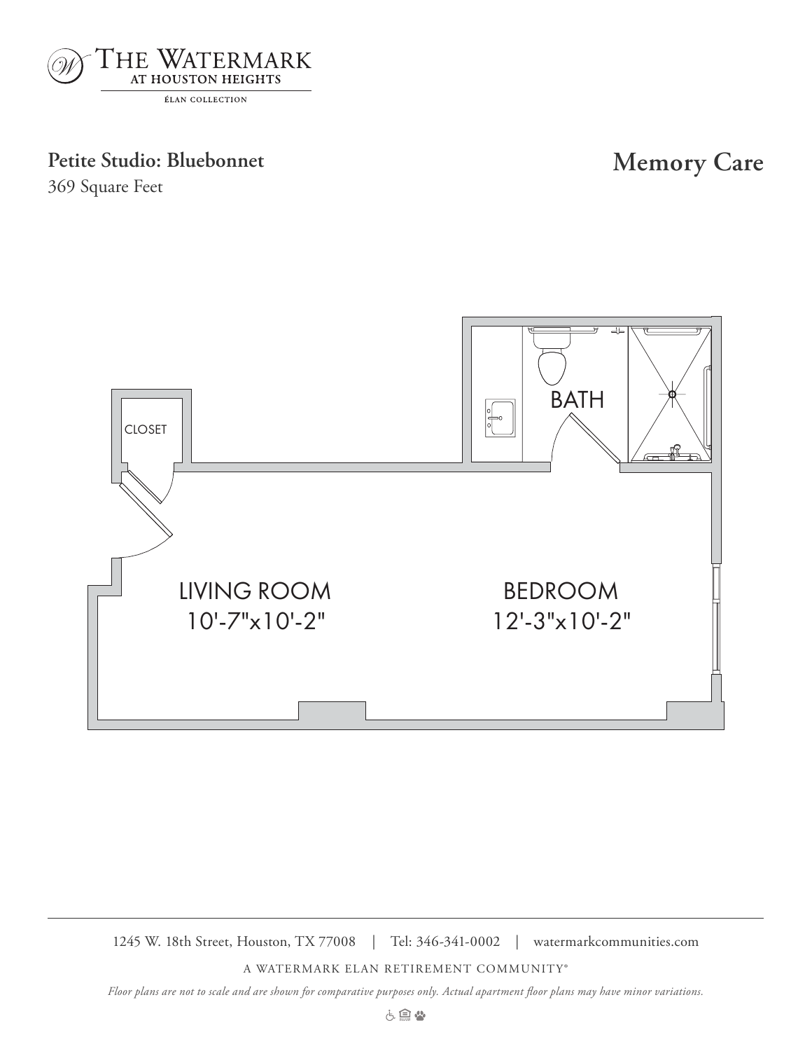THE WATERMARK
AT HOUSTON HEIGHTS
ÉLAN COLLECTION

**Petite Studio: Bluebonnet**
369 Square Feet

## Memory Care

CLOSET

BATH

LIVING ROOM
10'-7"x10'-2"

BEDROOM
12'-3"x10'-2"

1245 W. 18th Street, Houston, TX 77008 | Tel: 346-341-0002 | watermarkcommunities.com

A WATERMARK ELAN RETIREMENT COMMUNITY®

*Floor plans are not to scale and are shown for comparative purposes only. Actual apartment floor plans may have minor variations.*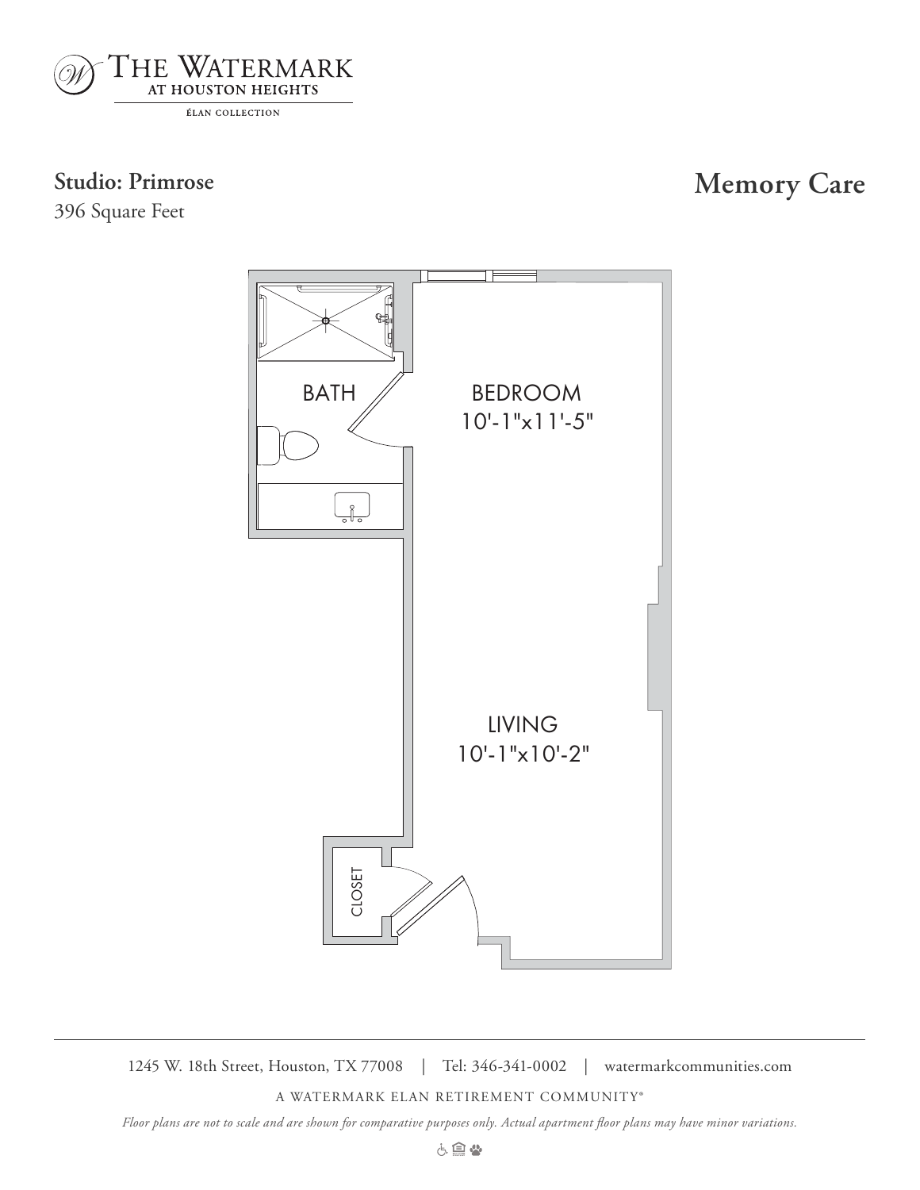THE WATERMARK
AT HOUSTON HEIGHTS
ÉLAN COLLECTION

## Studio: Primrose

396 Square Feet

## Memory Care

BATH

BEDROOM
10'-1"x11'-5"

LIVING
10'-1"x10'-2"

CLOSET

1245 W. 18th Street, Houston, TX 77008 | Tel: 346-341-0002 | watermarkcommunities.com

A WATERMARK ELAN RETIREMENT COMMUNITY®

*Floor plans are not to scale and are shown for comparative purposes only. Actual apartment floor plans may have minor variations.*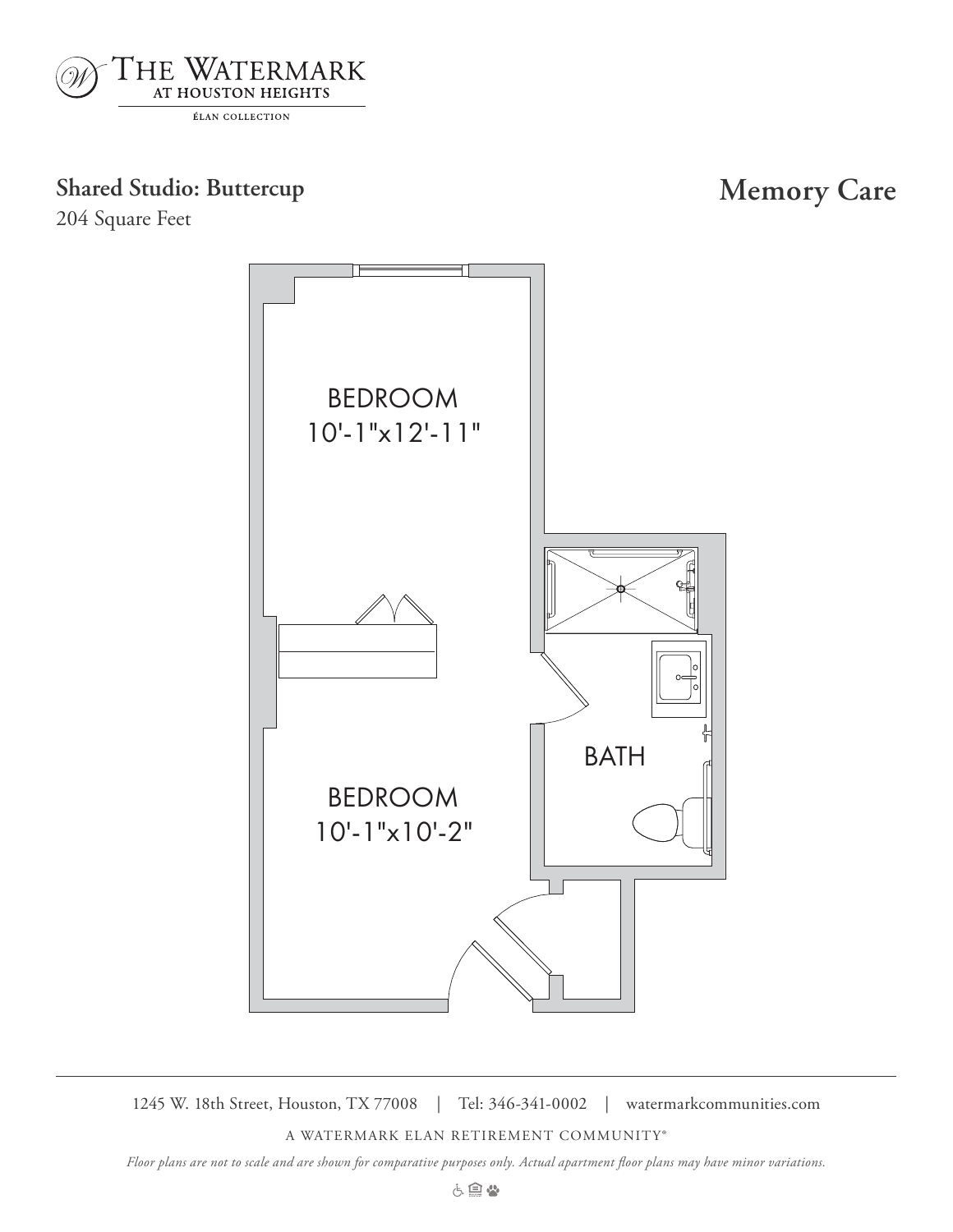THE WATERMARK AT HOUSTON HEIGHTS

ÉLAN COLLECTION

## Shared Studio: Buttercup

204 Square Feet

## Memory Care

BEDROOM
10'-1"x12'-11"

BATH

BEDROOM
10'-1"x10'-2"

1245 W. 18th Street, Houston, TX 77008 | Tel: 346-341-0002 | watermarkcommunities.com

A WATERMARK ELAN RETIREMENT COMMUNITY®

*Floor plans are not to scale and are shown for comparative purposes only. Actual apartment floor plans may have minor variations.*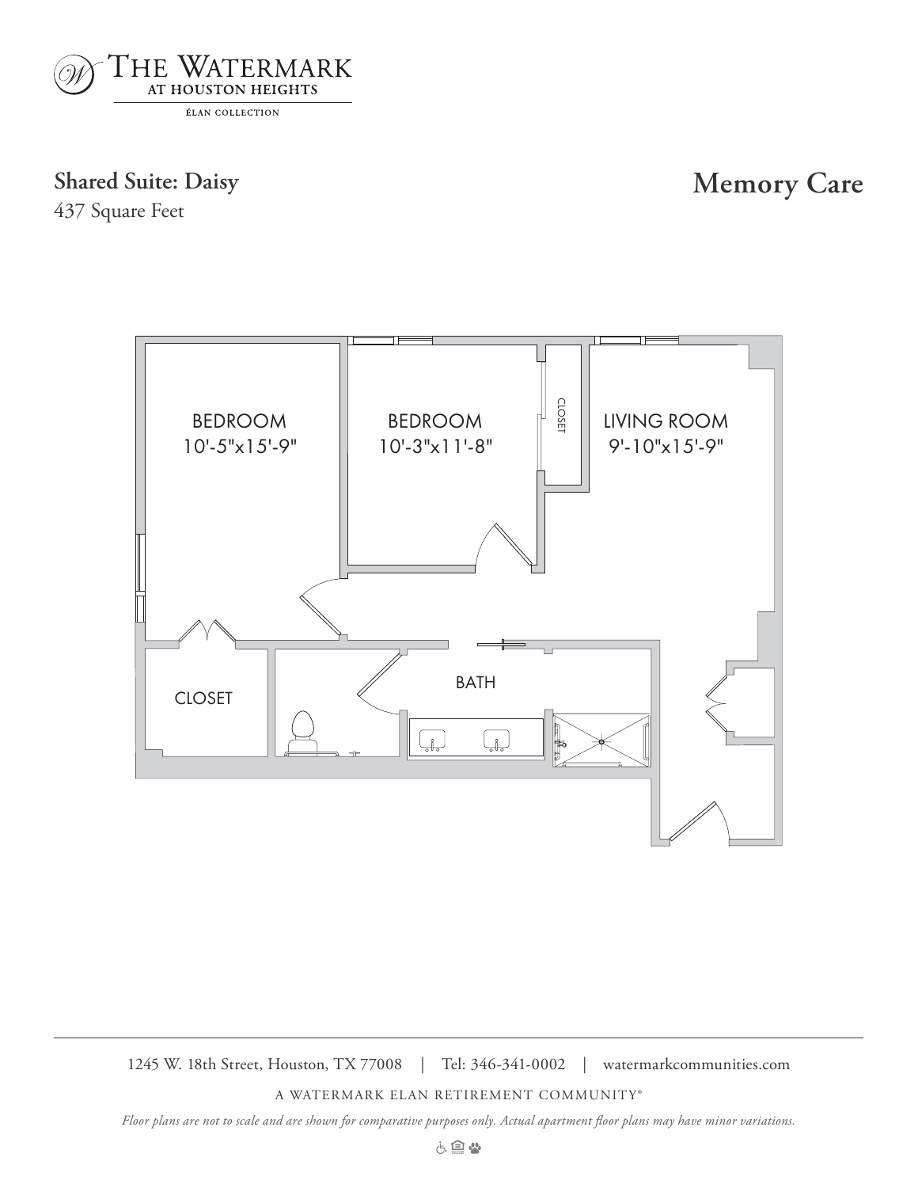THE WATERMARK AT HOUSTON HEIGHTS

ÉLAN COLLECTION

## Shared Suite: Daisy

437 Square Feet

## Memory Care

BEDROOM
10'-5"x15'-9"

BEDROOM
10'-3"x11'-8"

CLOSET

LIVING ROOM
9'-10"x15'-9"

CLOSET

BATH

1245 W. 18th Street, Houston, TX 77008 | Tel: 346-341-0002 | watermarkcommunities.com

A WATERMARK ELAN RETIREMENT COMMUNITY®

*Floor plans are not to scale and are shown for comparative purposes only. Actual apartment floor plans may have minor variations.*